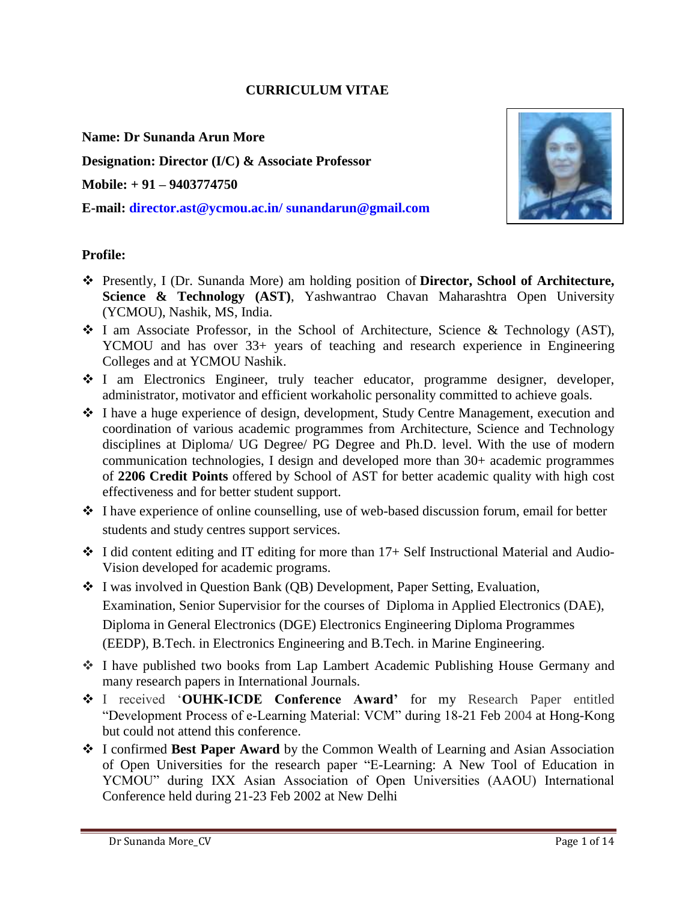# CURRICULUM VITAE

**Name: Dr Sunanda Arun More**

**Designation: Director (I/C) & Associate Professor**

**Mobile: + 91 – 9403774750**

**E-mail: director.ast@ycmou.ac.in/ sunandarun@gmail.com**

## Profile:

- Presently, I (Dr. Sunanda More) am holding position of **Director, School of Architecture, Science & Technology (AST)**, Yashwantrao Chavan Maharashtra Open University (YCMOU), Nashik, MS, India.
- I am Associate Professor, in the School of Architecture, Science & Technology (AST), YCMOU and has over 33+ years of teaching and research experience in Engineering Colleges and at YCMOU Nashik.
- I am Electronics Engineer, truly teacher educator, programme designer, developer, administrator, motivator and efficient workaholic personality committed to achieve goals.
- I have a huge experience of design, development, Study Centre Management, execution and coordination of various academic programmes from Architecture, Science and Technology disciplines at Diploma/ UG Degree/ PG Degree and Ph.D. level. With the use of modern communication technologies, I design and developed more than 30+ academic programmes of **2206 Credit Points** offered by School of AST for better academic quality with high cost effectiveness and for better student support.
- I have experience of online counselling, use of web-based discussion forum, email for better students and study centres support services.
- I did content editing and IT editing for more than 17+ Self Instructional Material and Audio-Vision developed for academic programs.
- I was involved in Question Bank (QB) Development, Paper Setting, Evaluation, Examination, Senior Supervisior for the courses of Diploma in Applied Electronics (DAE), Diploma in General Electronics (DGE) Electronics Engineering Diploma Programmes (EEDP), B.Tech. in Electronics Engineering and B.Tech. in Marine Engineering.
- I have published two books from Lap Lambert Academic Publishing House Germany and many research papers in International Journals.
- I received '**OUHK-ICDE Conference Award'** for my Research Paper entitled "Development Process of e-Learning Material: VCM" during 18-21 Feb 2004 at Hong-Kong but could not attend this conference.
- I confirmed **Best Paper Award** by the Common Wealth of Learning and Asian Association of Open Universities for the research paper "E-Learning: A New Tool of Education in YCMOU" during IXX Asian Association of Open Universities (AAOU) International Conference held during 21-23 Feb 2002 at New Delhi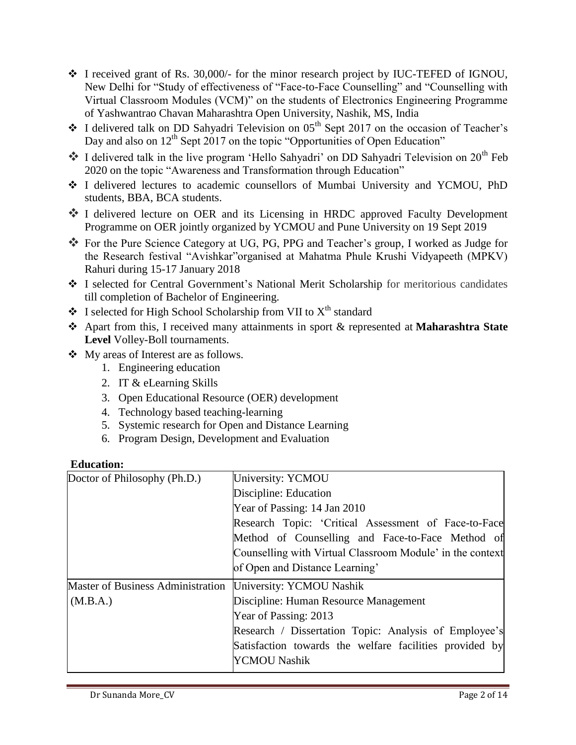- I received grant of Rs. 30,000/- for the minor research project by IUC-TEFED of IGNOU, New Delhi for "Study of effectiveness of "Face-to-Face Counselling" and "Counselling with Virtual Classroom Modules (VCM)" on the students of Electronics Engineering Programme of Yashwantrao Chavan Maharashtra Open University, Nashik, MS, India
- I delivered talk on DD Sahyadri Television on 05th Sept 2017 on the occasion of Teacher's Day and also on 12th Sept 2017 on the topic "Opportunities of Open Education"
- I delivered talk in the live program 'Hello Sahyadri' on DD Sahyadri Television on 20th Feb 2020 on the topic "Awareness and Transformation through Education"
- I delivered lectures to academic counsellors of Mumbai University and YCMOU, PhD students, BBA, BCA students.
- I delivered lecture on OER and its Licensing in HRDC approved Faculty Development Programme on OER jointly organized by YCMOU and Pune University on 19 Sept 2019
- For the Pure Science Category at UG, PG, PPG and Teacher's group, I worked as Judge for the Research festival "Avishkar"organised at Mahatma Phule Krushi Vidyapeeth (MPKV) Rahuri during 15-17 January 2018
- I selected for Central Government's National Merit Scholarship for meritorious candidates till completion of Bachelor of Engineering.
- I selected for High School Scholarship from VII to Xth standard
- Apart from this, I received many attainments in sport & represented at **Maharashtra State Level** Volley-Boll tournaments.
- My areas of Interest are as follows.
  1. Engineering education
  2. IT & eLearning Skills
  3. Open Educational Resource (OER) development
  4. Technology based teaching-learning
  5. Systemic research for Open and Distance Learning
  6. Program Design, Development and Evaluation

**Education:**

| | |
|---|---|
| Doctor of Philosophy (Ph.D.) | University: YCMOU<br>Discipline: Education<br>Year of Passing: 14 Jan 2010<br>Research Topic: 'Critical Assessment of Face-to-Face Method of Counselling and Face-to-Face Method of Counselling with Virtual Classroom Module' in the context of Open and Distance Learning' |
| Master of Business Administration (M.B.A.) | University: YCMOU Nashik<br>Discipline: Human Resource Management<br>Year of Passing: 2013<br>Research / Dissertation Topic: Analysis of Employee's Satisfaction towards the welfare facilities provided by YCMOU Nashik |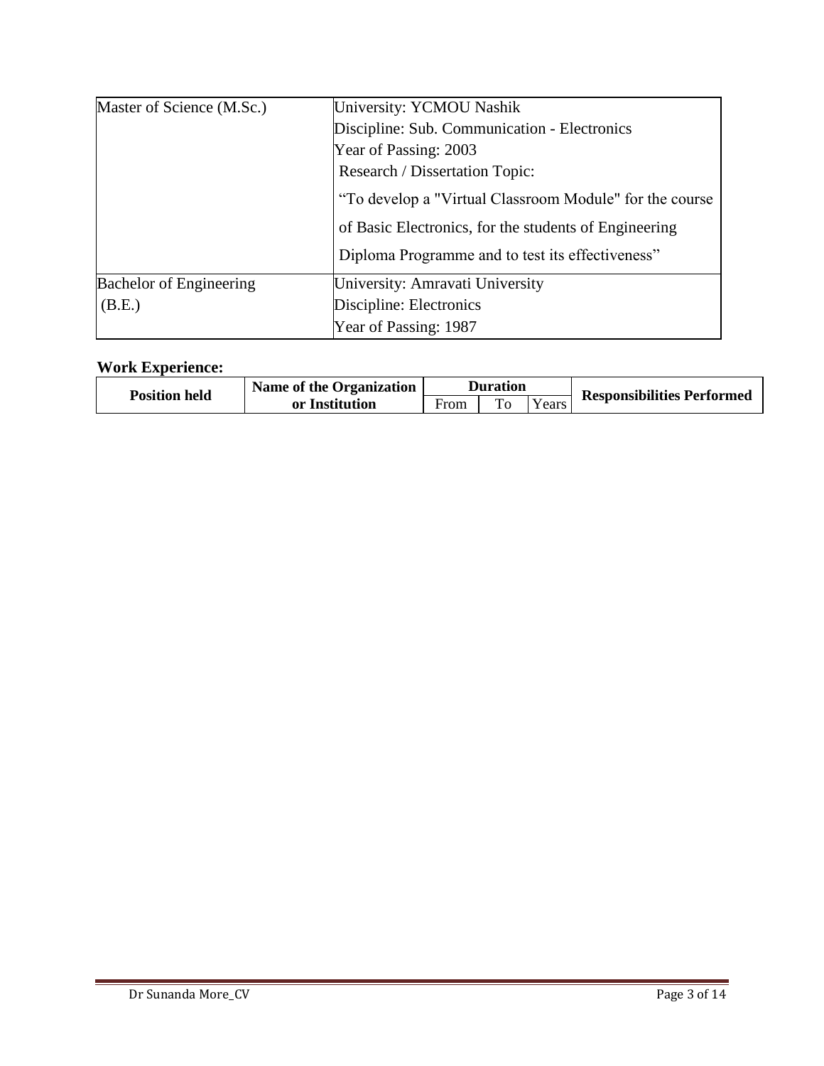| Master of Science (M.Sc.) | University: YCMOU Nashik<br>Discipline: Sub. Communication - Electronics<br>Year of Passing: 2003<br>Research / Dissertation Topic:<br>“To develop a "Virtual Classroom Module" for the course of Basic Electronics, for the students of Engineering Diploma Programme and to test its effectiveness” |
|---|---|
| Bachelor of Engineering (B.E.) | University: Amravati University<br>Discipline: Electronics<br>Year of Passing: 1987 |

**Work Experience:**

| Position held | Name of the Organization or Institution | Duration | | | Responsibilities Performed |
|---|---|---|---|---|---|
| | | From | To | Years | |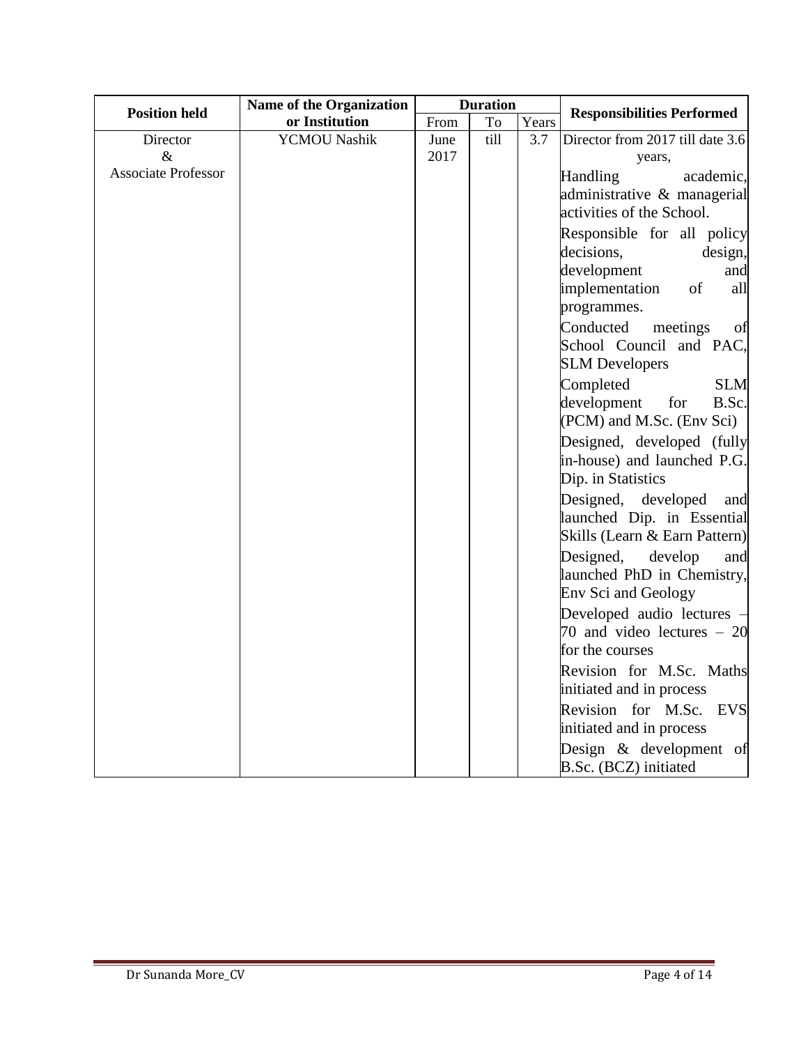| Position held | Name of the Organization or Institution | Duration | | | Responsibilities Performed |
|---|---|---|---|---|---|
| | | From | To | Years | |
| Director & Associate Professor | YCMOU Nashik | June 2017 | till | 3.7 | Director from 2017 till date 3.6 years,<br>Handling academic, administrative & managerial activities of the School.<br>Responsible for all policy decisions, design, development and implementation of all programmes.<br>Conducted meetings of School Council and PAC, SLM Developers<br>Completed SLM development for B.Sc. (PCM) and M.Sc. (Env Sci)<br>Designed, developed (fully in-house) and launched P.G. Dip. in Statistics<br>Designed, developed and launched Dip. in Essential Skills (Learn & Earn Pattern)<br>Designed, develop and launched PhD in Chemistry, Env Sci and Geology<br>Developed audio lectures – 70 and video lectures – 20 for the courses<br>Revision for M.Sc. Maths initiated and in process<br>Revision for M.Sc. EVS initiated and in process<br>Design & development of B.Sc. (BCZ) initiated |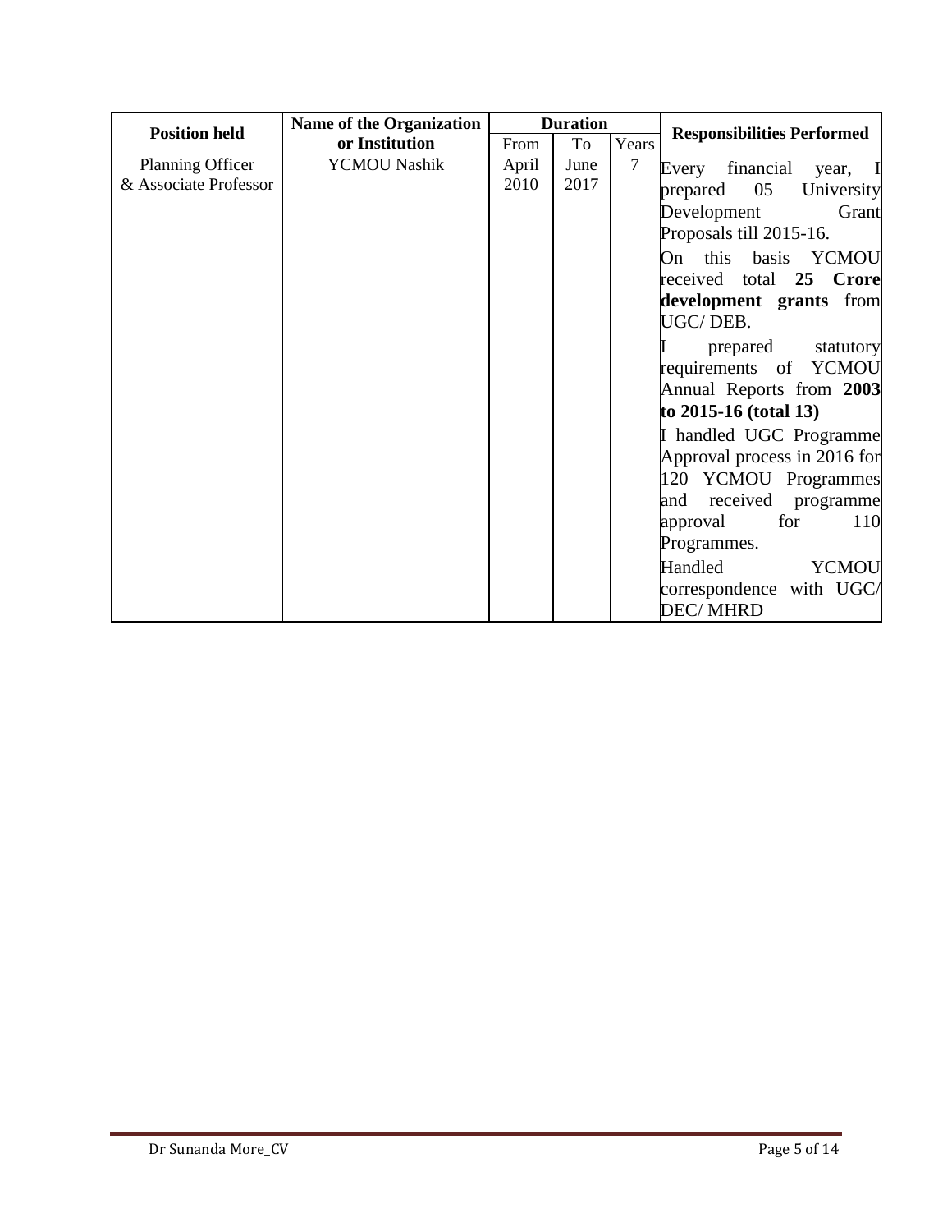| Position held | Name of the Organization or Institution | Duration | | | Responsibilities Performed |
|---|---|---|---|---|---|
| | | From | To | Years | |
| Planning Officer & Associate Professor | YCMOU Nashik | April 2010 | June 2017 | 7 | Every financial year, I prepared 05 University Development Grant Proposals till 2015-16.<br>On this basis YCMOU received total **25 Crore development grants** from UGC/ DEB.<br>I prepared statutory requirements of YCMOU Annual Reports from **2003 to 2015-16 (total 13)**<br>I handled UGC Programme Approval process in 2016 for 120 YCMOU Programmes and received programme approval for 110 Programmes.<br>Handled YCMOU correspondence with UGC/ DEC/ MHRD |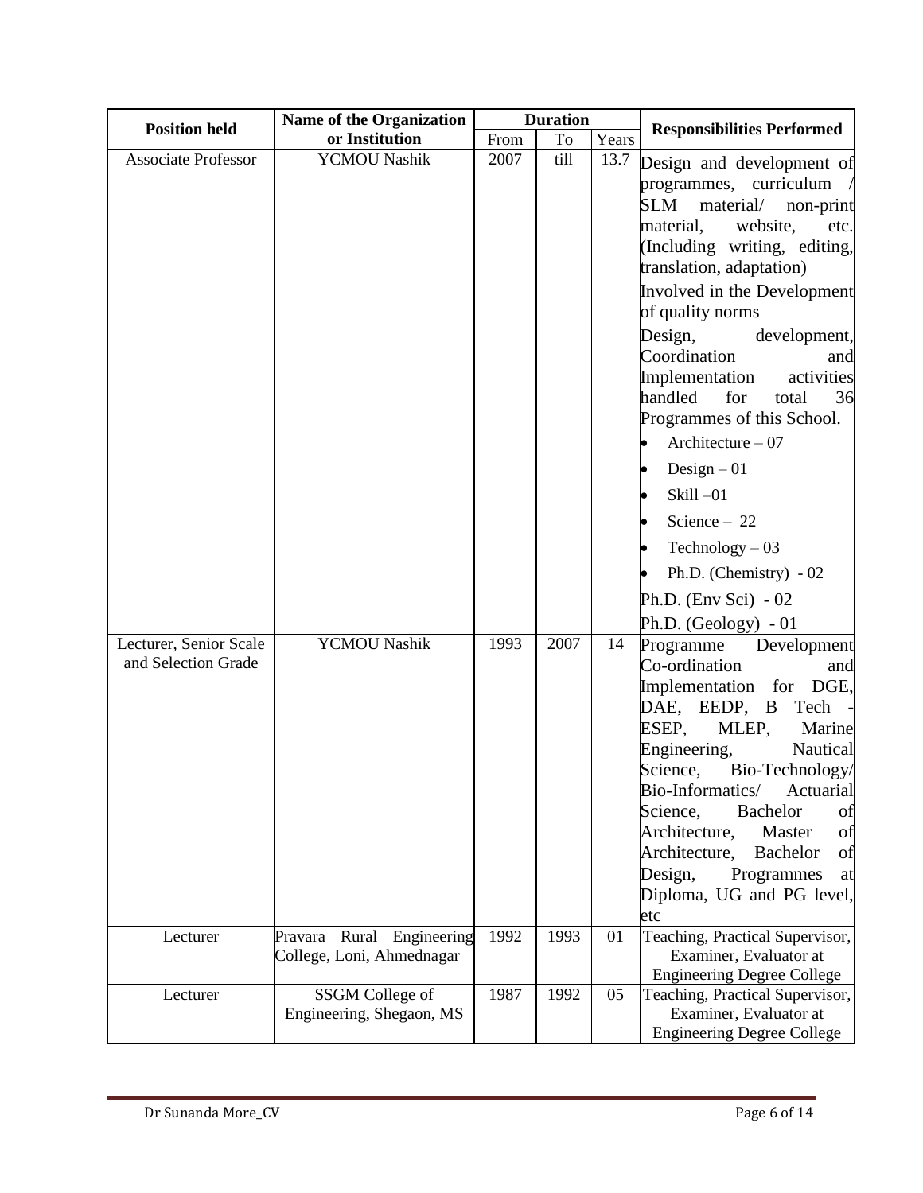| Position held | Name of the Organization or Institution | Duration | | | Responsibilities Performed |
|---|---|---|---|---|---|
| | | From | To | Years | |
| Associate Professor | YCMOU Nashik | 2007 | till | 13.7 | Design and development of programmes, curriculum / SLM material/ non-print material, website, etc. (Including writing, editing, translation, adaptation)<br>Involved in the Development of quality norms<br>Design, development, Coordination and Implementation activities handled for total 36 Programmes of this School.<br>• Architecture – 07<br>• Design – 01<br>• Skill –01<br>• Science – 22<br>• Technology – 03<br>• Ph.D. (Chemistry) - 02<br>Ph.D. (Env Sci) - 02<br>Ph.D. (Geology) - 01 |
| Lecturer, Senior Scale and Selection Grade | YCMOU Nashik | 1993 | 2007 | 14 | Programme Development Co-ordination and Implementation for DGE, DAE, EEDP, B Tech - ESEP, MLEP, Marine Engineering, Nautical Science, Bio-Technology/ Bio-Informatics/ Actuarial Science, Bachelor of Architecture, Master of Architecture, Bachelor of Design, Programmes at Diploma, UG and PG level, etc |
| Lecturer | Pravara Rural Engineering College, Loni, Ahmednagar | 1992 | 1993 | 01 | Teaching, Practical Supervisor, Examiner, Evaluator at Engineering Degree College |
| Lecturer | SSGM College of Engineering, Shegaon, MS | 1987 | 1992 | 05 | Teaching, Practical Supervisor, Examiner, Evaluator at Engineering Degree College |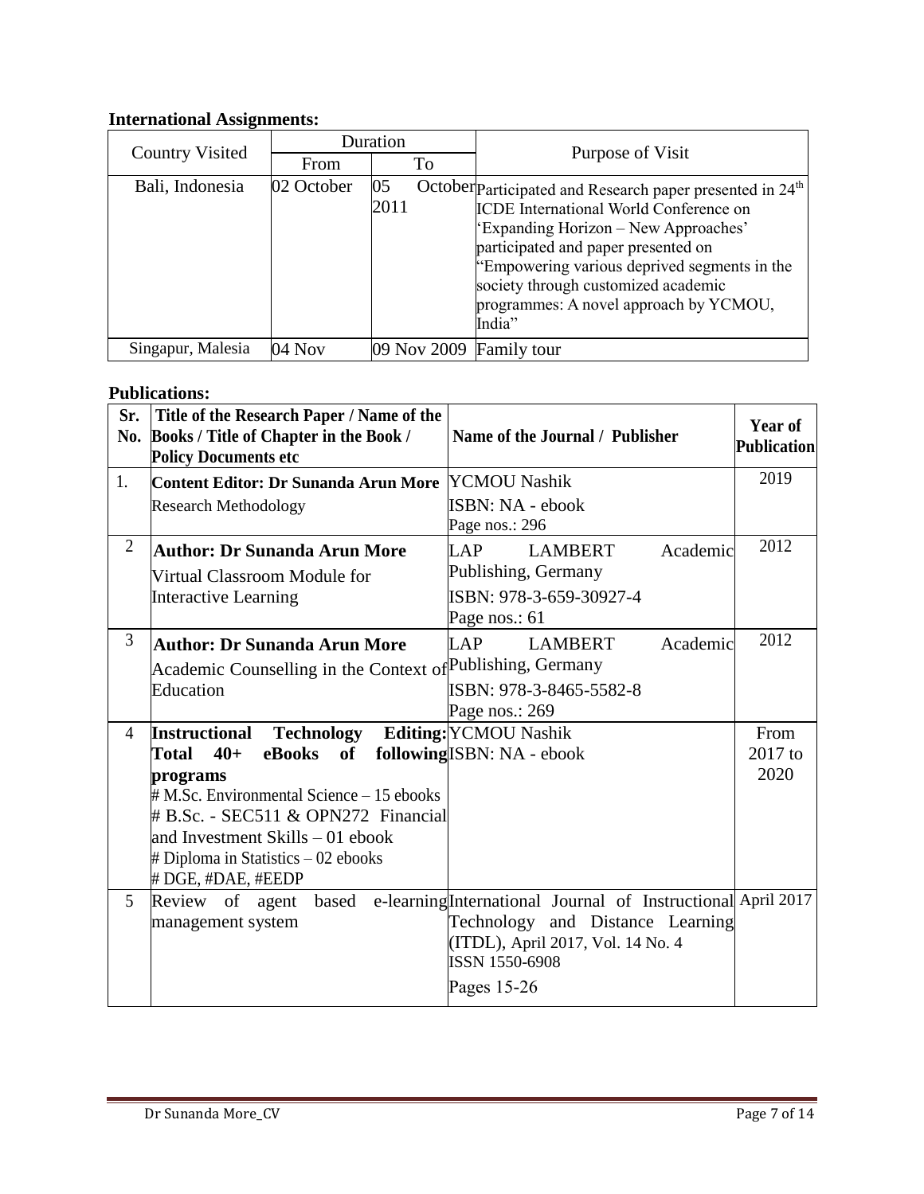**International Assignments:**

| Country Visited | Duration | | Purpose of Visit |
|---|---|---|---|
| | From | To | |
| Bali, Indonesia | 02 October | 05 October 2011 | Participated and Research paper presented in 24th ICDE International World Conference on 'Expanding Horizon – New Approaches' participated and paper presented on "Empowering various deprived segments in the society through customized academic programmes: A novel approach by YCMOU, India" |
| Singapur, Malesia | 04 Nov | 09 Nov 2009 | Family tour |

**Publications:**

| Sr. No. | Title of the Research Paper / Name of the Books / Title of Chapter in the Book / Policy Documents etc | Name of the Journal / Publisher | Year of Publication |
|---|---|---|---|
| 1. | **Content Editor: Dr Sunanda Arun More** Research Methodology | YCMOU Nashik ISBN: NA - ebook Page nos.: 296 | 2019 |
| 2 | **Author: Dr Sunanda Arun More** Virtual Classroom Module for Interactive Learning | LAP LAMBERT Academic Publishing, Germany ISBN: 978-3-659-30927-4 Page nos.: 61 | 2012 |
| 3 | **Author: Dr Sunanda Arun More** Academic Counselling in the Context of Education | LAP LAMBERT Academic Publishing, Germany ISBN: 978-3-8465-5582-8 Page nos.: 269 | 2012 |
| 4 | **Instructional Technology Editing: Total 40+ eBooks of following programs** # M.Sc. Environmental Science – 15 ebooks # B.Sc. - SEC511 & OPN272 Financial and Investment Skills – 01 ebook # Diploma in Statistics – 02 ebooks # DGE, #DAE, #EEDP | YCMOU Nashik ISBN: NA - ebook | From 2017 to 2020 |
| 5 | Review of agent based e-learning management system | International Journal of Instructional Technology and Distance Learning (ITDL), April 2017, Vol. 14 No. 4 ISSN 1550-6908 Pages 15-26 | April 2017 |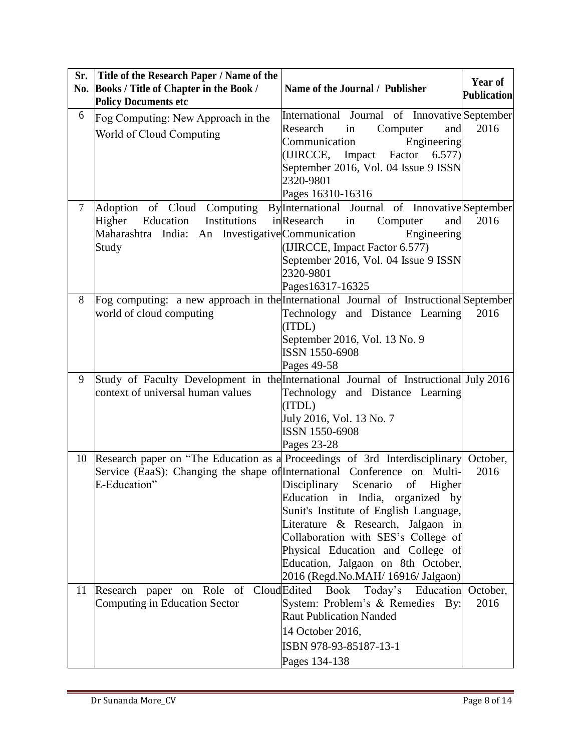| Sr. No. | Title of the Research Paper / Name of the Books / Title of Chapter in the Book / Policy Documents etc | Name of the Journal / Publisher | Year of Publication |
|---|---|---|---|
| 6 | Fog Computing: New Approach in the World of Cloud Computing | International Journal of Innovative Research in Computer and Communication Engineering (IJIRCCE, Impact Factor 6.577) September 2016, Vol. 04 Issue 9 ISSN 2320-9801 Pages 16310-16316 | September 2016 |
| 7 | Adoption of Cloud Computing By Higher Education Institutions in Maharashtra India: An Investigative Study | International Journal of Innovative Research in Computer and Communication Engineering (IJIRCCE, Impact Factor 6.577) September 2016, Vol. 04 Issue 9 ISSN 2320-9801 Pages16317-16325 | September 2016 |
| 8 | Fog computing: a new approach in the world of cloud computing | International Journal of Instructional Technology and Distance Learning (ITDL) September 2016, Vol. 13 No. 9 ISSN 1550-6908 Pages 49-58 | September 2016 |
| 9 | Study of Faculty Development in the context of universal human values | International Journal of Instructional Technology and Distance Learning (ITDL) July 2016, Vol. 13 No. 7 ISSN 1550-6908 Pages 23-28 | July 2016 |
| 10 | Research paper on "The Education as a Service (EaaS): Changing the shape of E-Education" | Proceedings of 3rd Interdisciplinary International Conference on Multi-Disciplinary Scenario of Higher Education in India, organized by Sunit's Institute of English Language, Literature & Research, Jalgaon in Collaboration with SES's College of Physical Education and College of Education, Jalgaon on 8th October, 2016 (Regd.No.MAH/ 16916/ Jalgaon) | October, 2016 |
| 11 | Research paper on Role of Cloud Computing in Education Sector | Edited Book Today's Education System: Problem's & Remedies By: Raut Publication Nanded 14 October 2016, ISBN 978-93-85187-13-1 Pages 134-138 | October, 2016 |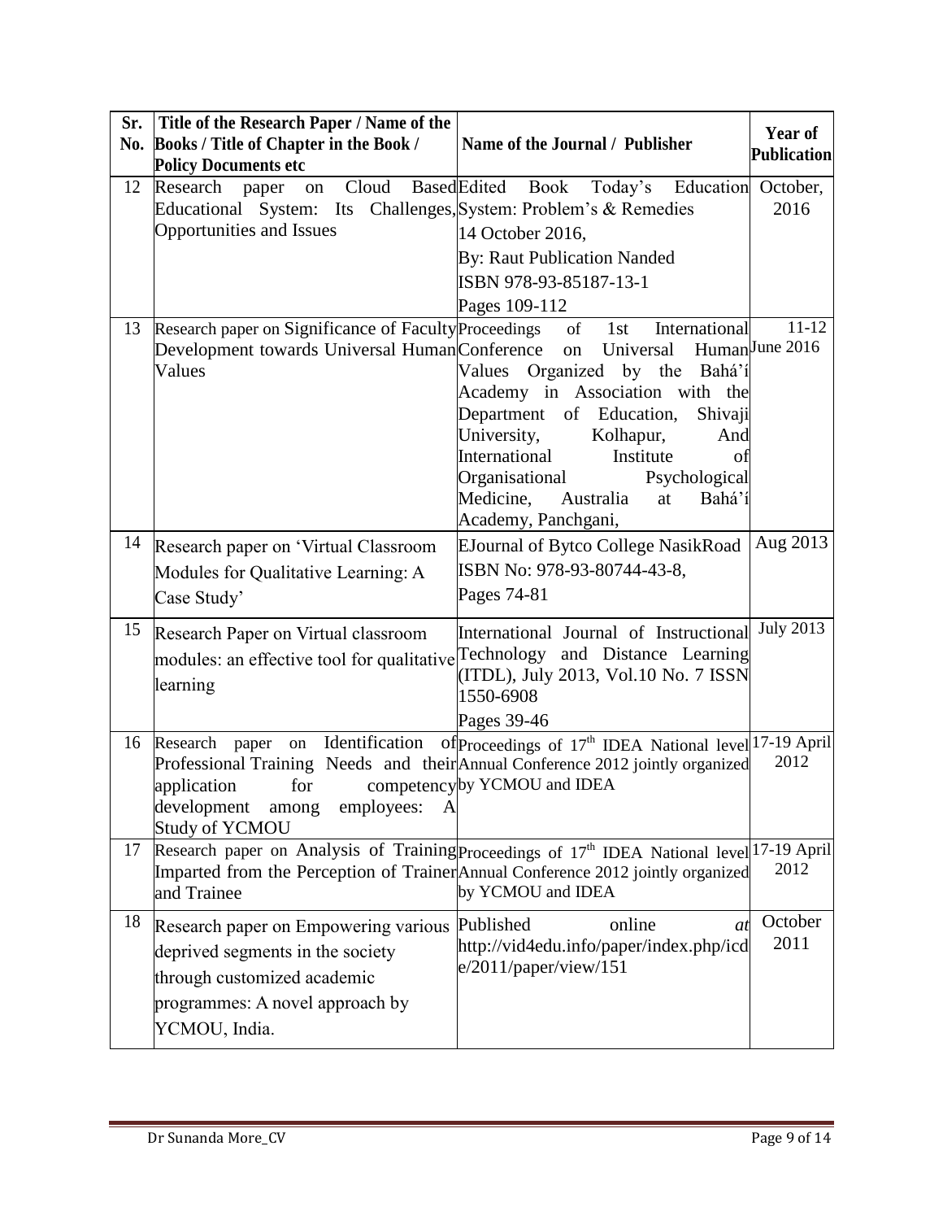| Sr. No. | Title of the Research Paper / Name of the Books / Title of Chapter in the Book / Policy Documents etc | Name of the Journal / Publisher | Year of Publication |
| --- | --- | --- | --- |
| 12 | Research paper on Cloud Based Educational System: Its Challenges, Opportunities and Issues | Edited Book Today's Education System: Problem's & Remedies 14 October 2016, By: Raut Publication Nanded ISBN 978-93-85187-13-1 Pages 109-112 | October, 2016 |
| 13 | Research paper on Significance of Faculty Development towards Universal Human Values | Proceedings of 1st International Conference on Universal Human Values Organized by the Bahá'í Academy in Association with the Department of Education, Shivaji University, Kolhapur, And International Institute of Organisational Psychological Medicine, Australia at Bahá'í Academy, Panchgani, | 11-12 June 2016 |
| 14 | Research paper on 'Virtual Classroom Modules for Qualitative Learning: A Case Study' | EJournal of Bytco College NasikRoad ISBN No: 978-93-80744-43-8, Pages 74-81 | Aug 2013 |
| 15 | Research Paper on Virtual classroom modules: an effective tool for qualitative learning | International Journal of Instructional Technology and Distance Learning (ITDL), July 2013, Vol.10 No. 7 ISSN 1550-6908 Pages 39-46 | July 2013 |
| 16 | Research paper on Identification of Professional Training Needs and their application for competency development among employees: A Study of YCMOU | Proceedings of 17th IDEA National level Annual Conference 2012 jointly organized by YCMOU and IDEA | 17-19 April 2012 |
| 17 | Research paper on Analysis of Training Imparted from the Perception of Trainer and Trainee | Proceedings of 17th IDEA National level Annual Conference 2012 jointly organized by YCMOU and IDEA | 17-19 April 2012 |
| 18 | Research paper on Empowering various deprived segments in the society through customized academic programmes: A novel approach by YCMOU, India. | Published online *at* http://vid4edu.info/paper/index.php/icde/2011/paper/view/151 | October 2011 |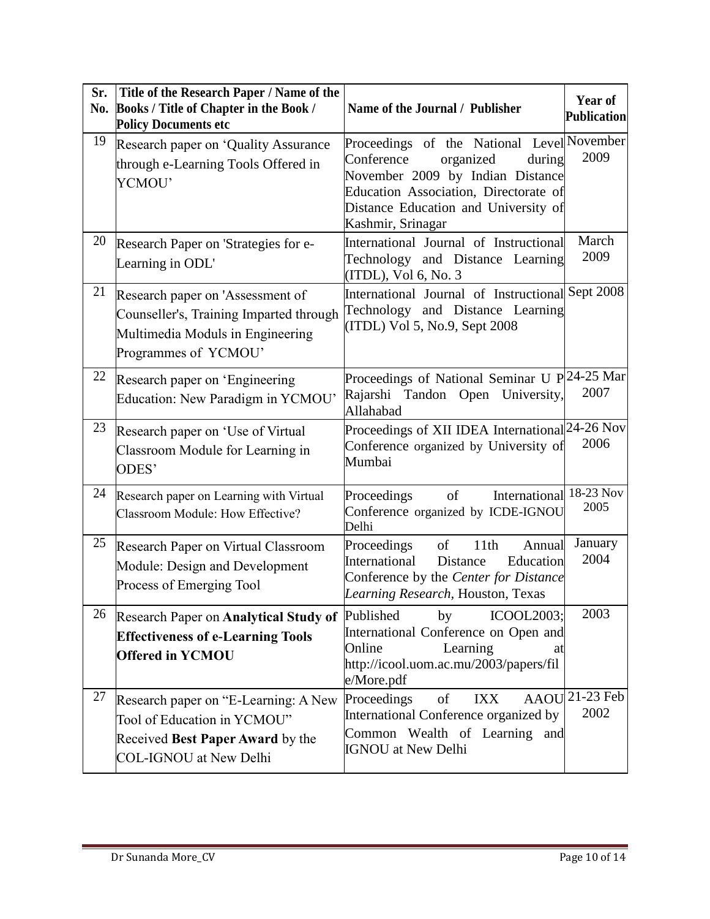| Sr. No. | Title of the Research Paper / Name of the Books / Title of Chapter in the Book / Policy Documents etc | Name of the Journal / Publisher | Year of Publication |
|---|---|---|---|
| 19 | Research paper on 'Quality Assurance through e-Learning Tools Offered in YCMOU' | Proceedings of the National Level Conference organized during November 2009 by Indian Distance Education Association, Directorate of Distance Education and University of Kashmir, Srinagar | November 2009 |
| 20 | Research Paper on 'Strategies for e-Learning in ODL' | International Journal of Instructional Technology and Distance Learning (ITDL), Vol 6, No. 3 | March 2009 |
| 21 | Research paper on 'Assessment of Counseller's, Training Imparted through Multimedia Moduls in Engineering Programmes of YCMOU' | International Journal of Instructional Technology and Distance Learning (ITDL) Vol 5, No.9, Sept 2008 | Sept 2008 |
| 22 | Research paper on 'Engineering Education: New Paradigm in YCMOU' | Proceedings of National Seminar U P Rajarshi Tandon Open University, Allahabad | 24-25 Mar 2007 |
| 23 | Research paper on 'Use of Virtual Classroom Module for Learning in ODES' | Proceedings of XII IDEA International Conference organized by University of Mumbai | 24-26 Nov 2006 |
| 24 | Research paper on Learning with Virtual Classroom Module: How Effective? | Proceedings of International Conference organized by ICDE-IGNOU Delhi | 18-23 Nov 2005 |
| 25 | Research Paper on Virtual Classroom Module: Design and Development Process of Emerging Tool | Proceedings of 11th Annual International Distance Education Conference by the *Center for Distance Learning Research*, Houston, Texas | January 2004 |
| 26 | Research Paper on **Analytical Study of Effectiveness of e-Learning Tools Offered in YCMOU** | Published by ICOOL2003; International Conference on Open and Online Learning at http://icool.uom.ac.mu/2003/papers/file/More.pdf | 2003 |
| 27 | Research paper on "E-Learning: A New Tool of Education in YCMOU" Received **Best Paper Award** by the COL-IGNOU at New Delhi | Proceedings of IXX AAOU International Conference organized by Common Wealth of Learning and IGNOU at New Delhi | 21-23 Feb 2002 |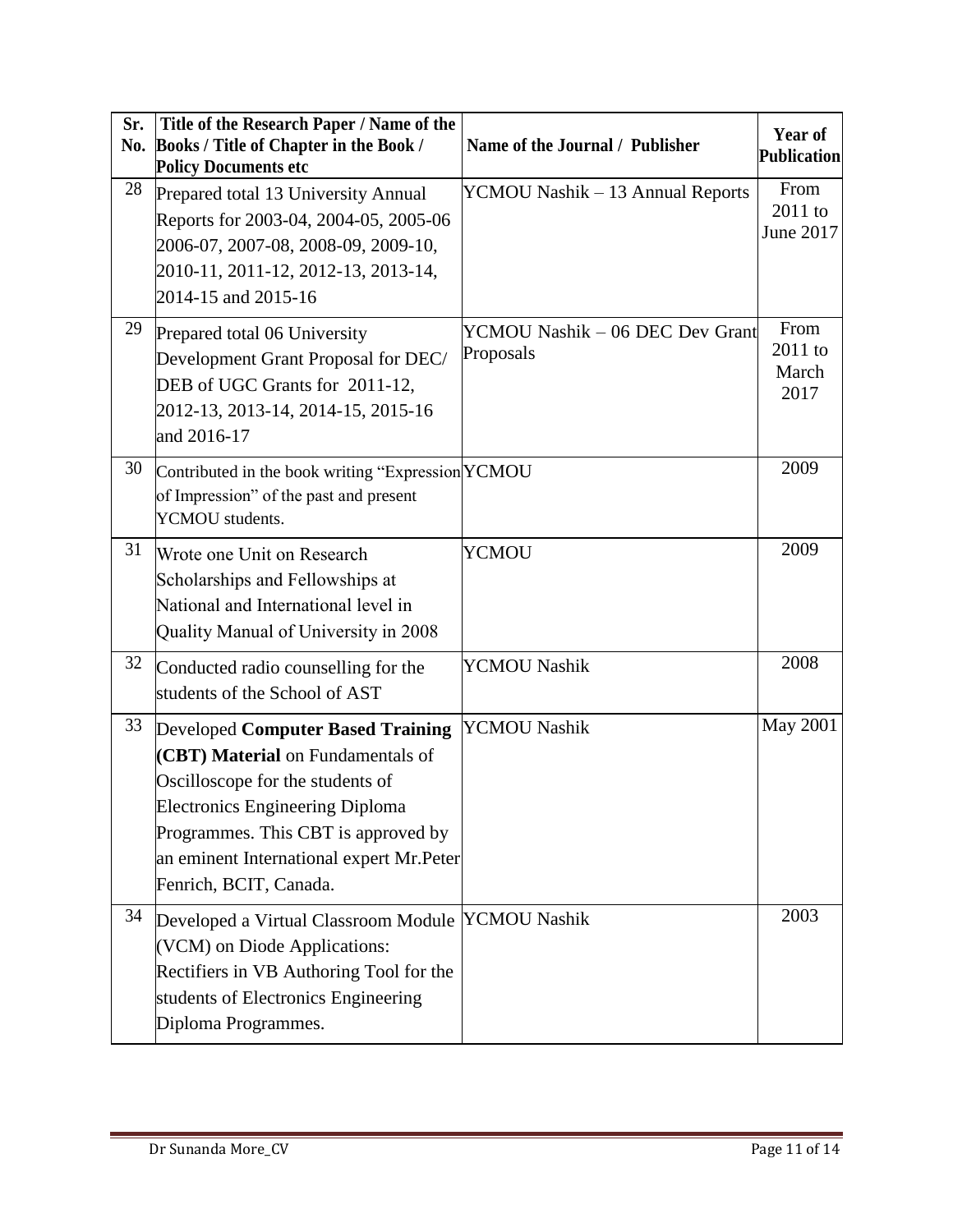| Sr. No. | Title of the Research Paper / Name of the Books / Title of Chapter in the Book / Policy Documents etc | Name of the Journal / Publisher | Year of Publication |
|---|---|---|---|
| 28 | Prepared total 13 University Annual Reports for 2003-04, 2004-05, 2005-06 2006-07, 2007-08, 2008-09, 2009-10, 2010-11, 2011-12, 2012-13, 2013-14, 2014-15 and 2015-16 | YCMOU Nashik – 13 Annual Reports | From 2011 to June 2017 |
| 29 | Prepared total 06 University Development Grant Proposal for DEC/ DEB of UGC Grants for 2011-12, 2012-13, 2013-14, 2014-15, 2015-16 and 2016-17 | YCMOU Nashik – 06 DEC Dev Grant Proposals | From 2011 to March 2017 |
| 30 | Contributed in the book writing “Expression of Impression” of the past and present YCMOU students. | YCMOU | 2009 |
| 31 | Wrote one Unit on Research Scholarships and Fellowships at National and International level in Quality Manual of University in 2008 | YCMOU | 2009 |
| 32 | Conducted radio counselling for the students of the School of AST | YCMOU Nashik | 2008 |
| 33 | Developed **Computer Based Training (CBT) Material** on Fundamentals of Oscilloscope for the students of Electronics Engineering Diploma Programmes. This CBT is approved by an eminent International expert Mr.Peter Fenrich, BCIT, Canada. | YCMOU Nashik | May 2001 |
| 34 | Developed a Virtual Classroom Module (VCM) on Diode Applications: Rectifiers in VB Authoring Tool for the students of Electronics Engineering Diploma Programmes. | YCMOU Nashik | 2003 |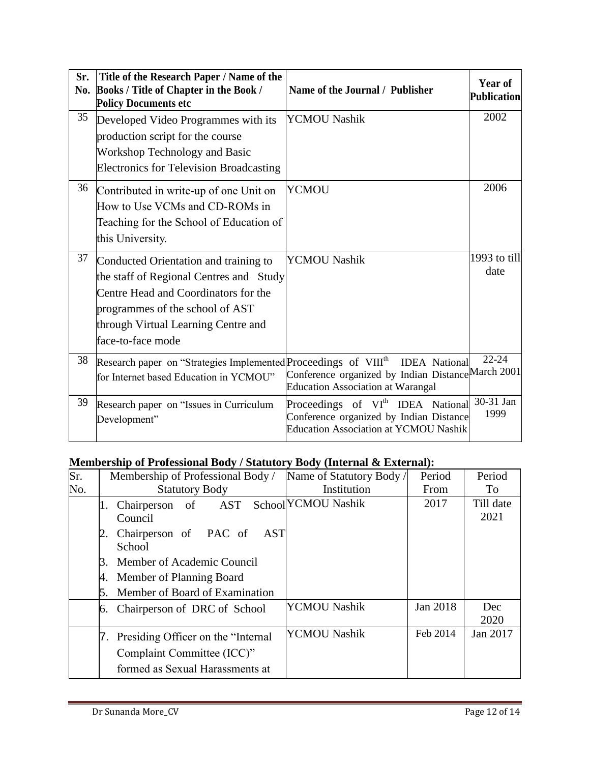| Sr. No. | Title of the Research Paper / Name of the Books / Title of Chapter in the Book / Policy Documents etc | Name of the Journal / Publisher | Year of Publication |
|---|---|---|---|
| 35 | Developed Video Programmes with its production script for the course Workshop Technology and Basic Electronics for Television Broadcasting | YCMOU Nashik | 2002 |
| 36 | Contributed in write-up of one Unit on How to Use VCMs and CD-ROMs in Teaching for the School of Education of this University. | YCMOU | 2006 |
| 37 | Conducted Orientation and training to the staff of Regional Centres and Study Centre Head and Coordinators for the programmes of the school of AST through Virtual Learning Centre and face-to-face mode | YCMOU Nashik | 1993 to till date |
| 38 | Research paper on "Strategies Implemented for Internet based Education in YCMOU" | Proceedings of VIII[th] IDEA National Conference organized by Indian Distance Education Association at Warangal | 22-24 March 2001 |
| 39 | Research paper on "Issues in Curriculum Development" | Proceedings of VI[th] IDEA National Conference organized by Indian Distance Education Association at YCMOU Nashik | 30-31 Jan 1999 |

**Membership of Professional Body / Statutory Body (Internal & External):**

| Sr. No. | Membership of Professional Body / Statutory Body | Name of Statutory Body / Institution | Period From | Period To |
|---|---|---|---|---|
| | 1. Chairperson of AST School Council<br>2. Chairperson of PAC of AST School<br>3. Member of Academic Council<br>4. Member of Planning Board<br>5. Member of Board of Examination | YCMOU Nashik | 2017 | Till date 2021 |
| | 6. Chairperson of DRC of School | YCMOU Nashik | Jan 2018 | Dec 2020 |
| | 7. Presiding Officer on the "Internal Complaint Committee (ICC)" formed as Sexual Harassments at | YCMOU Nashik | Feb 2014 | Jan 2017 |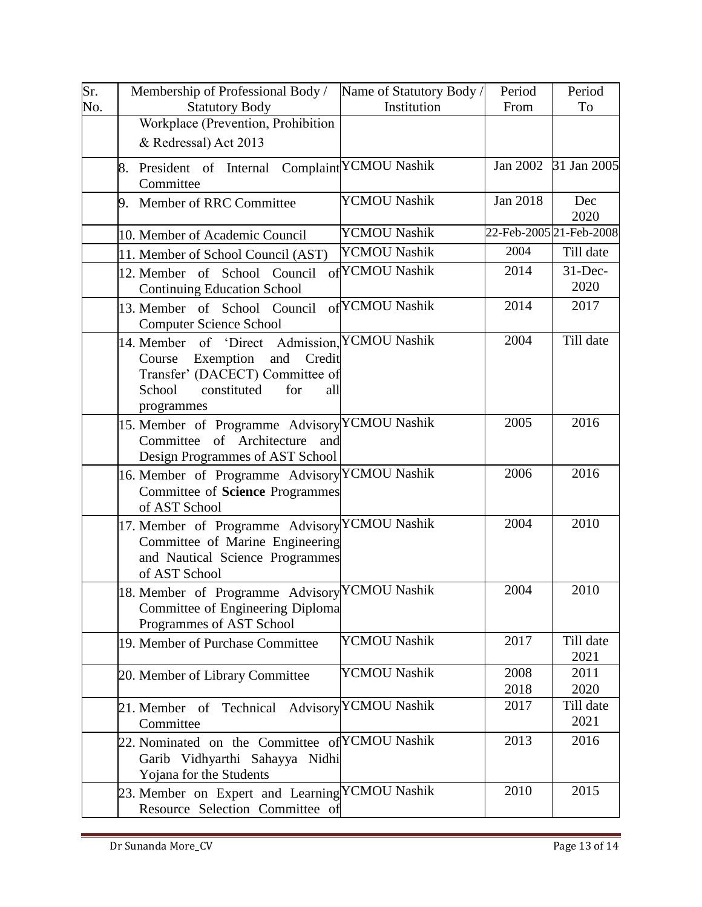| Sr. No. | Membership of Professional Body / Statutory Body | Name of Statutory Body / Institution | Period From | Period To |
|---|---|---|---|---|
| | Workplace (Prevention, Prohibition & Redressal) Act 2013 | | | |
| | 8. President of Internal Complaint Committee | YCMOU Nashik | Jan 2002 | 31 Jan 2005 |
| | 9. Member of RRC Committee | YCMOU Nashik | Jan 2018 | Dec 2020 |
| | 10. Member of Academic Council | YCMOU Nashik | 22-Feb-2005 | 21-Feb-2008 |
| | 11. Member of School Council (AST) | YCMOU Nashik | 2004 | Till date |
| | 12. Member of School Council of Continuing Education School | YCMOU Nashik | 2014 | 31-Dec-2020 |
| | 13. Member of School Council of Computer Science School | YCMOU Nashik | 2014 | 2017 |
| | 14. Member of 'Direct Admission, Course Exemption and Credit Transfer' (DACECT) Committee of School constituted for all programmes | YCMOU Nashik | 2004 | Till date |
| | 15. Member of Programme Advisory Committee of Architecture and Design Programmes of AST School | YCMOU Nashik | 2005 | 2016 |
| | 16. Member of Programme Advisory Committee of **Science** Programmes of AST School | YCMOU Nashik | 2006 | 2016 |
| | 17. Member of Programme Advisory Committee of Marine Engineering and Nautical Science Programmes of AST School | YCMOU Nashik | 2004 | 2010 |
| | 18. Member of Programme Advisory Committee of Engineering Diploma Programmes of AST School | YCMOU Nashik | 2004 | 2010 |
| | 19. Member of Purchase Committee | YCMOU Nashik | 2017 | Till date 2021 |
| | 20. Member of Library Committee | YCMOU Nashik | 2008 2018 | 2011 2020 |
| | 21. Member of Technical Advisory Committee | YCMOU Nashik | 2017 | Till date 2021 |
| | 22. Nominated on the Committee of Garib Vidhyarthi Sahayya Nidhi Yojana for the Students | YCMOU Nashik | 2013 | 2016 |
| | 23. Member on Expert and Learning Resource Selection Committee of | YCMOU Nashik | 2010 | 2015 |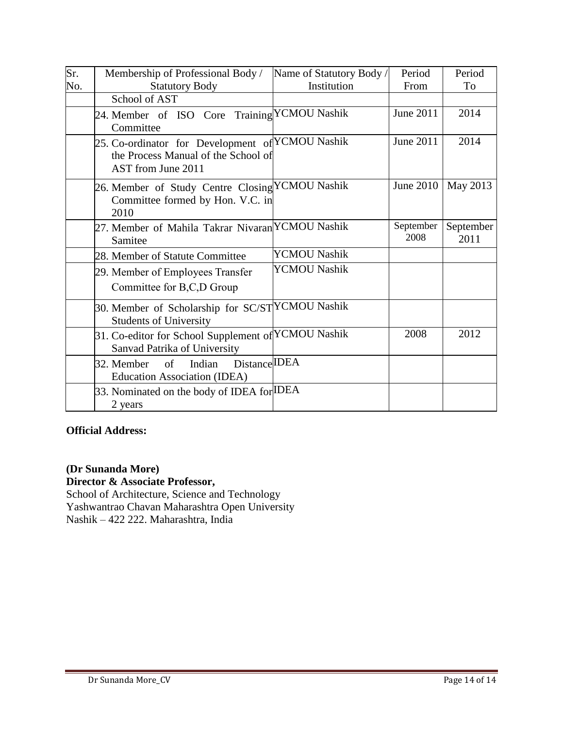| Sr. No. | Membership of Professional Body / Statutory Body | Name of Statutory Body / Institution | Period From | Period To |
|---|---|---|---|---|
| | School of AST | | | |
| | 24. Member of ISO Core Training Committee | YCMOU Nashik | June 2011 | 2014 |
| | 25. Co-ordinator for Development of the Process Manual of the School of AST from June 2011 | YCMOU Nashik | June 2011 | 2014 |
| | 26. Member of Study Centre Closing Committee formed by Hon. V.C. in 2010 | YCMOU Nashik | June 2010 | May 2013 |
| | 27. Member of Mahila Takrar Nivaran Samitee | YCMOU Nashik | September 2008 | September 2011 |
| | 28. Member of Statute Committee | YCMOU Nashik | | |
| | 29. Member of Employees Transfer Committee for B,C,D Group | YCMOU Nashik | | |
| | 30. Member of Scholarship for SC/ST Students of University | YCMOU Nashik | | |
| | 31. Co-editor for School Supplement of Sanvad Patrika of University | YCMOU Nashik | 2008 | 2012 |
| | 32. Member of Indian Distance Education Association (IDEA) | IDEA | | |
| | 33. Nominated on the body of IDEA for 2 years | IDEA | | |

**Official Address:**

**(Dr Sunanda More)**
**Director & Associate Professor,**
School of Architecture, Science and Technology
Yashwantrao Chavan Maharashtra Open University
Nashik – 422 222. Maharashtra, India